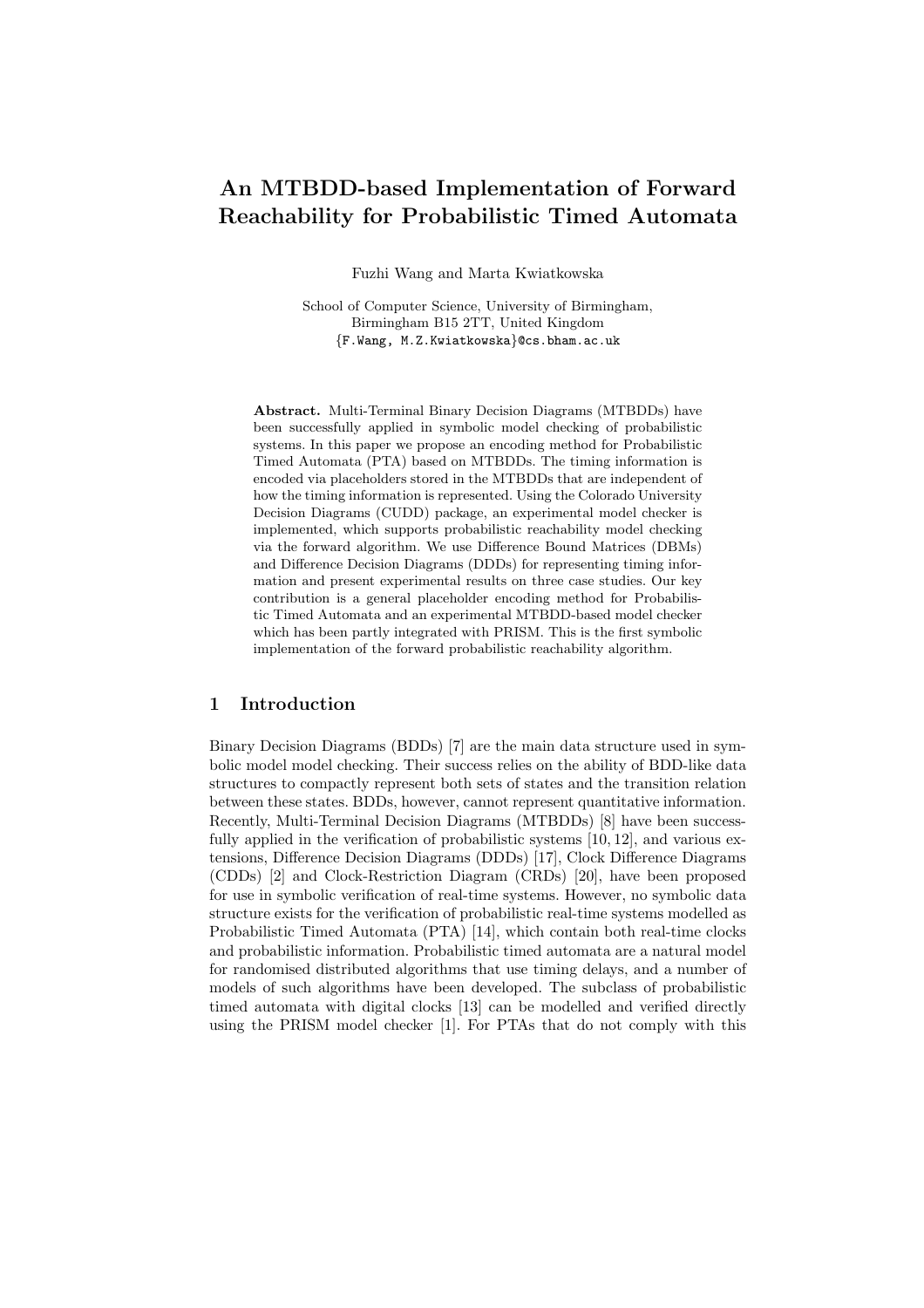# An MTBDD-based Implementation of Forward Reachability for Probabilistic Timed Automata

Fuzhi Wang and Marta Kwiatkowska

School of Computer Science, University of Birmingham,
Birmingham B15 2TT, United Kingdom
{F.Wang, M.Z.Kwiatkowska}@cs.bham.ac.uk

**Abstract.** Multi-Terminal Binary Decision Diagrams (MTBDDs) have been successfully applied in symbolic model checking of probabilistic systems. In this paper we propose an encoding method for Probabilistic Timed Automata (PTA) based on MTBDDs. The timing information is encoded via placeholders stored in the MTBDDs that are independent of how the timing information is represented. Using the Colorado University Decision Diagrams (CUDD) package, an experimental model checker is implemented, which supports probabilistic reachability model checking via the forward algorithm. We use Difference Bound Matrices (DBMs) and Difference Decision Diagrams (DDDs) for representing timing information and present experimental results on three case studies. Our key contribution is a general placeholder encoding method for Probabilistic Timed Automata and an experimental MTBDD-based model checker which has been partly integrated with PRISM. This is the first symbolic implementation of the forward probabilistic reachability algorithm.

## 1 Introduction

Binary Decision Diagrams (BDDs) [7] are the main data structure used in symbolic model model checking. Their success relies on the ability of BDD-like data structures to compactly represent both sets of states and the transition relation between these states. BDDs, however, cannot represent quantitative information. Recently, Multi-Terminal Decision Diagrams (MTBDDs) [8] have been successfully applied in the verification of probabilistic systems [10, 12], and various extensions, Difference Decision Diagrams (DDDs) [17], Clock Difference Diagrams (CDDs) [2] and Clock-Restriction Diagram (CRDs) [20], have been proposed for use in symbolic verification of real-time systems. However, no symbolic data structure exists for the verification of probabilistic real-time systems modelled as Probabilistic Timed Automata (PTA) [14], which contain both real-time clocks and probabilistic information. Probabilistic timed automata are a natural model for randomised distributed algorithms that use timing delays, and a number of models of such algorithms have been developed. The subclass of probabilistic timed automata with digital clocks [13] can be modelled and verified directly using the PRISM model checker [1]. For PTAs that do not comply with this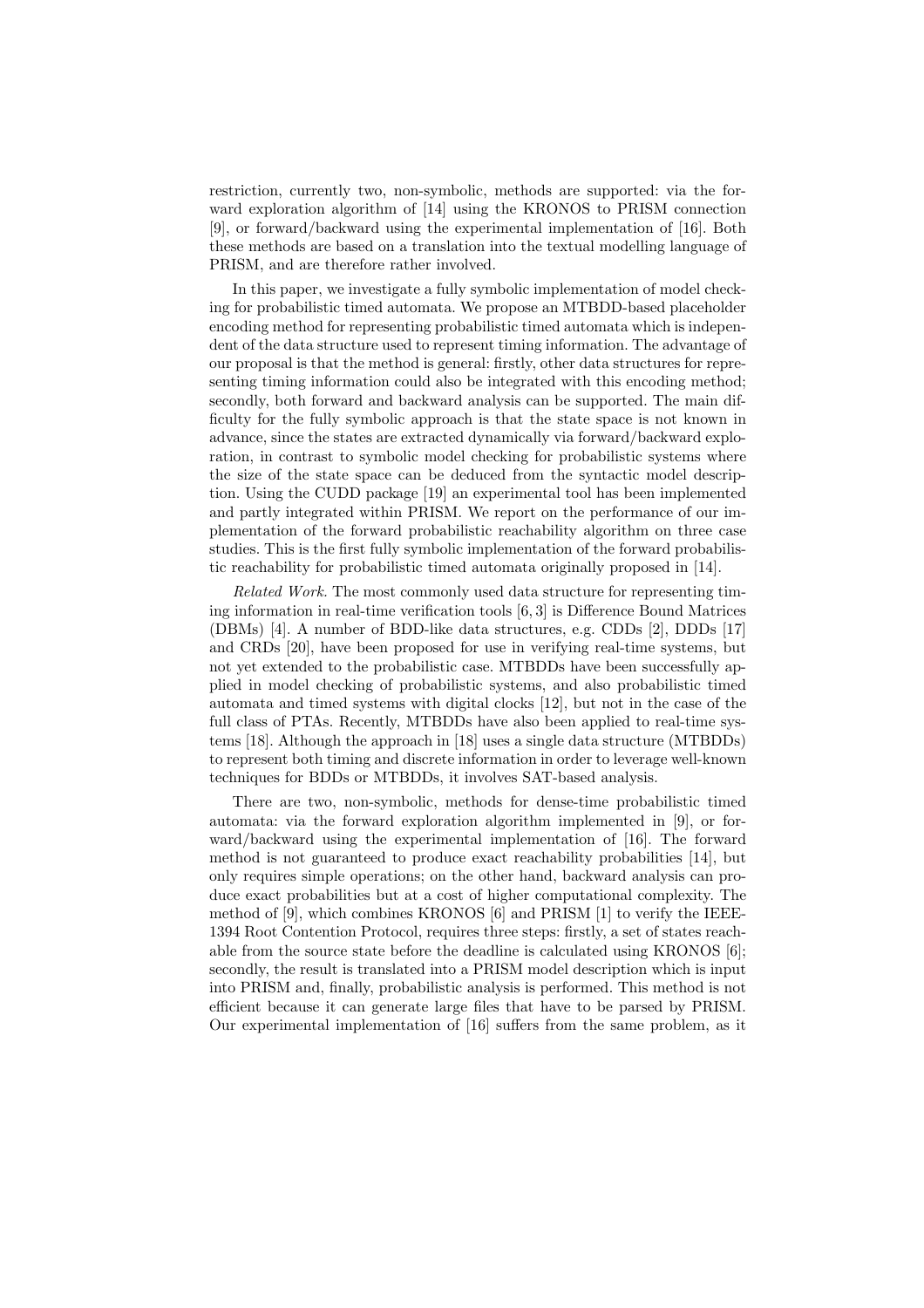restriction, currently two, non-symbolic, methods are supported: via the forward exploration algorithm of [14] using the KRONOS to PRISM connection [9], or forward/backward using the experimental implementation of [16]. Both these methods are based on a translation into the textual modelling language of PRISM, and are therefore rather involved.

In this paper, we investigate a fully symbolic implementation of model checking for probabilistic timed automata. We propose an MTBDD-based placeholder encoding method for representing probabilistic timed automata which is independent of the data structure used to represent timing information. The advantage of our proposal is that the method is general: firstly, other data structures for representing timing information could also be integrated with this encoding method; secondly, both forward and backward analysis can be supported. The main difficulty for the fully symbolic approach is that the state space is not known in advance, since the states are extracted dynamically via forward/backward exploration, in contrast to symbolic model checking for probabilistic systems where the size of the state space can be deduced from the syntactic model description. Using the CUDD package [19] an experimental tool has been implemented and partly integrated within PRISM. We report on the performance of our implementation of the forward probabilistic reachability algorithm on three case studies. This is the first fully symbolic implementation of the forward probabilistic reachability for probabilistic timed automata originally proposed in [14].

*Related Work.* The most commonly used data structure for representing timing information in real-time verification tools [6, 3] is Difference Bound Matrices (DBMs) [4]. A number of BDD-like data structures, e.g. CDDs [2], DDDs [17] and CRDs [20], have been proposed for use in verifying real-time systems, but not yet extended to the probabilistic case. MTBDDs have been successfully applied in model checking of probabilistic systems, and also probabilistic timed automata and timed systems with digital clocks [12], but not in the case of the full class of PTAs. Recently, MTBDDs have also been applied to real-time systems [18]. Although the approach in [18] uses a single data structure (MTBDDs) to represent both timing and discrete information in order to leverage well-known techniques for BDDs or MTBDDs, it involves SAT-based analysis.

There are two, non-symbolic, methods for dense-time probabilistic timed automata: via the forward exploration algorithm implemented in [9], or forward/backward using the experimental implementation of [16]. The forward method is not guaranteed to produce exact reachability probabilities [14], but only requires simple operations; on the other hand, backward analysis can produce exact probabilities but at a cost of higher computational complexity. The method of [9], which combines KRONOS [6] and PRISM [1] to verify the IEEE-1394 Root Contention Protocol, requires three steps: firstly, a set of states reachable from the source state before the deadline is calculated using KRONOS [6]; secondly, the result is translated into a PRISM model description which is input into PRISM and, finally, probabilistic analysis is performed. This method is not efficient because it can generate large files that have to be parsed by PRISM. Our experimental implementation of [16] suffers from the same problem, as it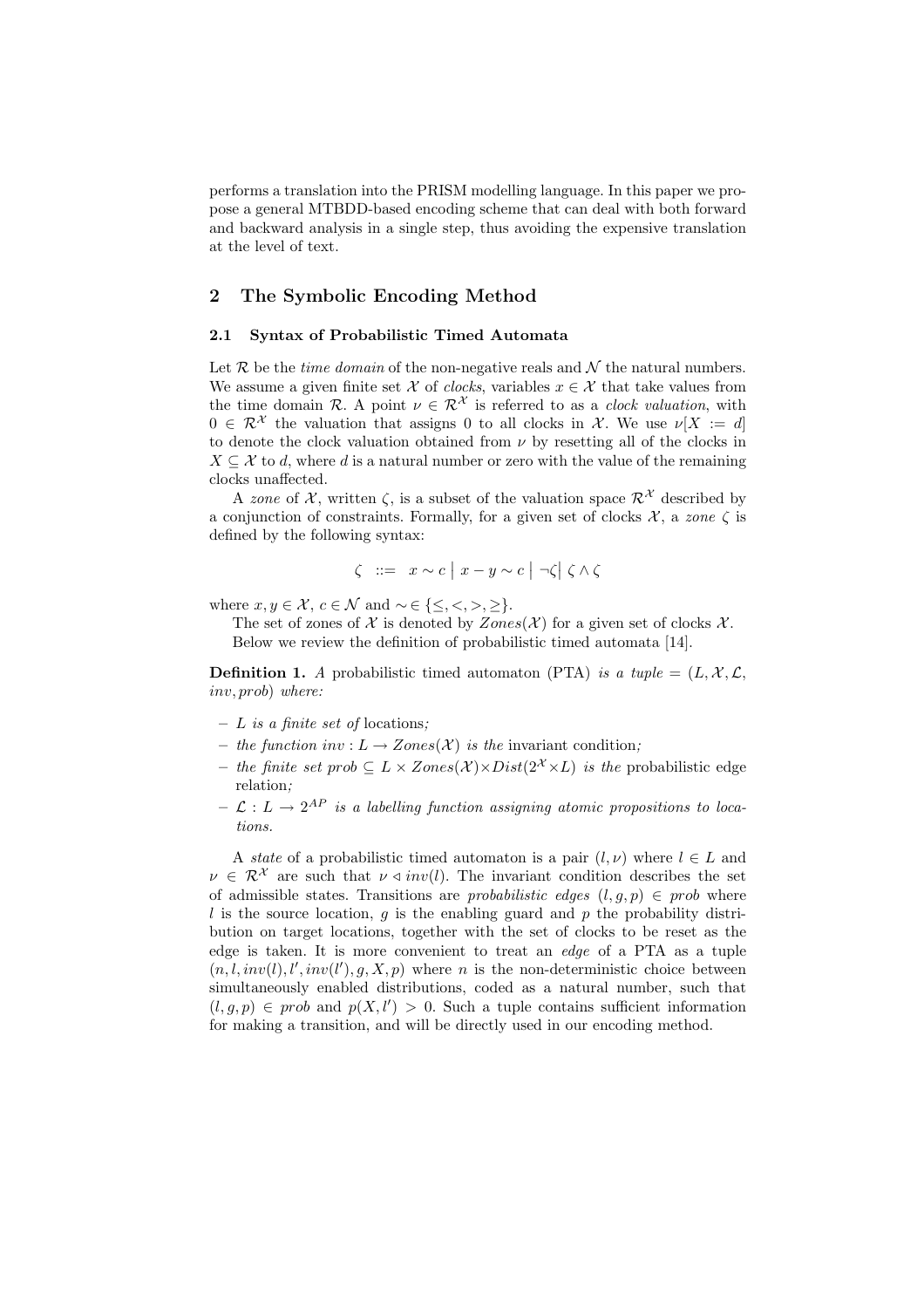performs a translation into the PRISM modelling language. In this paper we propose a general MTBDD-based encoding scheme that can deal with both forward and backward analysis in a single step, thus avoiding the expensive translation at the level of text.

## 2 The Symbolic Encoding Method

### 2.1 Syntax of Probabilistic Timed Automata

Let $\mathcal{R}$ be the *time domain* of the non-negative reals and $\mathcal{N}$ the natural numbers. We assume a given finite set $\mathcal{X}$ of *clocks*, variables $x \in \mathcal{X}$ that take values from the time domain $\mathcal{R}$. A point $\nu \in \mathcal{R}^{\mathcal{X}}$ is referred to as a *clock valuation*, with $0 \in \mathcal{R}^{\mathcal{X}}$ the valuation that assigns 0 to all clocks in $\mathcal{X}$. We use $\nu[X := d]$ to denote the clock valuation obtained from $\nu$ by resetting all of the clocks in $X \subseteq \mathcal{X}$ to $d$, where $d$ is a natural number or zero with the value of the remaining clocks unaffected.

A *zone* of $\mathcal{X}$, written $\zeta$, is a subset of the valuation space $\mathcal{R}^{\mathcal{X}}$ described by a conjunction of constraints. Formally, for a given set of clocks $\mathcal{X}$, a *zone* $\zeta$ is defined by the following syntax:

$$\zeta \ ::= \ x \sim c \mid x - y \sim c \mid \neg\zeta \mid \zeta \wedge \zeta$$

where $x, y \in \mathcal{X}$, $c \in \mathcal{N}$ and $\sim \in \{\leq, <, >, \geq\}$.

The set of zones of $\mathcal{X}$ is denoted by $Zones(\mathcal{X})$ for a given set of clocks $\mathcal{X}$.

Below we review the definition of probabilistic timed automata [14].

**Definition 1.** *A* probabilistic timed automaton (PTA) *is a tuple* $= (L, \mathcal{X}, \mathcal{L}, inv, prob)$ *where:*

- $L$ *is a finite set of* locations*;*
- *the function* $inv : L \rightarrow Zones(\mathcal{X})$ *is the* invariant condition*;*
- *the finite set* $prob \subseteq L \times Zones(\mathcal{X}) \times Dist(2^{\mathcal{X}} \times L)$ *is the* probabilistic edge relation*;*
- $\mathcal{L} : L \rightarrow 2^{AP}$ *is a labelling function assigning atomic propositions to locations.*

A *state* of a probabilistic timed automaton is a pair $(l, \nu)$ where $l \in L$ and $\nu \in \mathcal{R}^{\mathcal{X}}$ are such that $\nu \triangleleft inv(l)$. The invariant condition describes the set of admissible states. Transitions are *probabilistic edges* $(l, g, p) \in prob$ where $l$ is the source location, $g$ is the enabling guard and $p$ the probability distribution on target locations, together with the set of clocks to be reset as the edge is taken. It is more convenient to treat an *edge* of a PTA as a tuple $(n, l, inv(l), l', inv(l'), g, X, p)$ where $n$ is the non-deterministic choice between simultaneously enabled distributions, coded as a natural number, such that $(l, g, p) \in prob$ and $p(X, l') > 0$. Such a tuple contains sufficient information for making a transition, and will be directly used in our encoding method.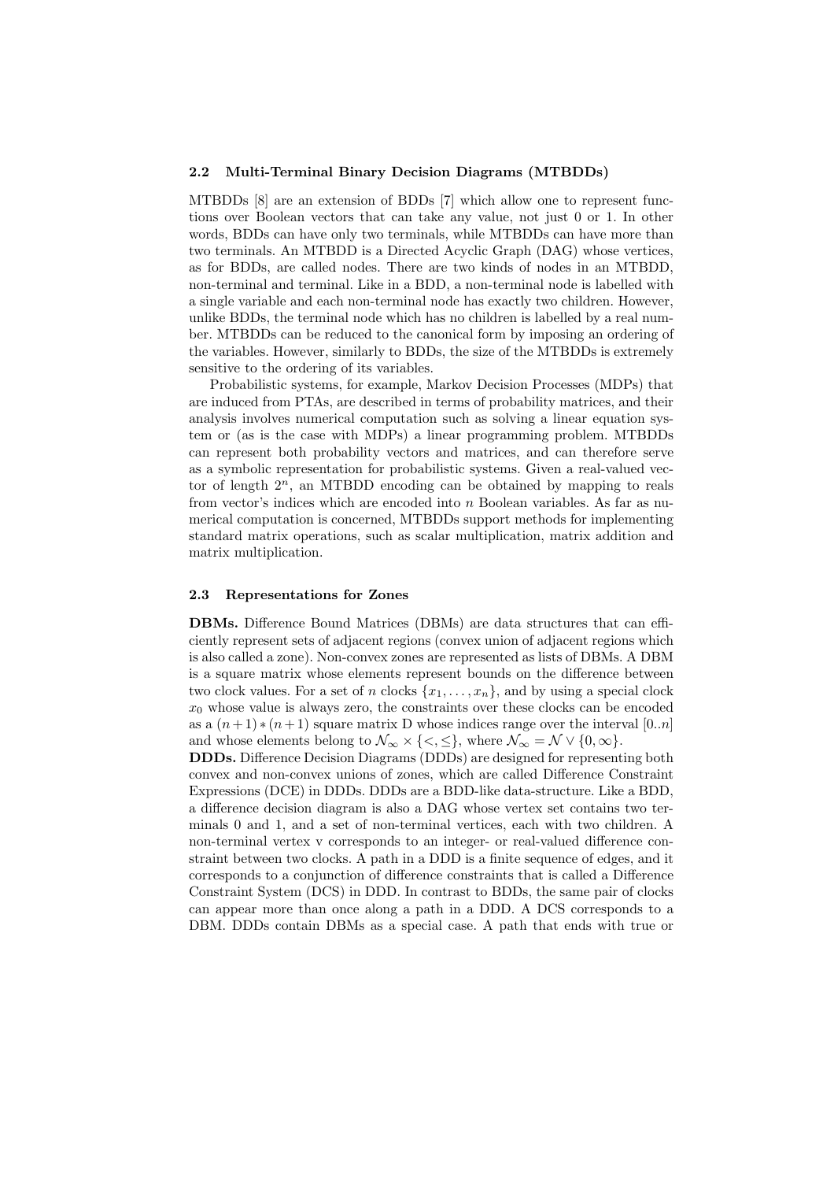### 2.2 Multi-Terminal Binary Decision Diagrams (MTBDDs)

MTBDDs [8] are an extension of BDDs [7] which allow one to represent functions over Boolean vectors that can take any value, not just 0 or 1. In other words, BDDs can have only two terminals, while MTBDDs can have more than two terminals. An MTBDD is a Directed Acyclic Graph (DAG) whose vertices, as for BDDs, are called nodes. There are two kinds of nodes in an MTBDD, non-terminal and terminal. Like in a BDD, a non-terminal node is labelled with a single variable and each non-terminal node has exactly two children. However, unlike BDDs, the terminal node which has no children is labelled by a real number. MTBDDs can be reduced to the canonical form by imposing an ordering of the variables. However, similarly to BDDs, the size of the MTBDDs is extremely sensitive to the ordering of its variables.

Probabilistic systems, for example, Markov Decision Processes (MDPs) that are induced from PTAs, are described in terms of probability matrices, and their analysis involves numerical computation such as solving a linear equation system or (as is the case with MDPs) a linear programming problem. MTBDDs can represent both probability vectors and matrices, and can therefore serve as a symbolic representation for probabilistic systems. Given a real-valued vector of length $2^n$, an MTBDD encoding can be obtained by mapping to reals from vector's indices which are encoded into $n$ Boolean variables. As far as numerical computation is concerned, MTBDDs support methods for implementing standard matrix operations, such as scalar multiplication, matrix addition and matrix multiplication.

### 2.3 Representations for Zones

**DBMs.** Difference Bound Matrices (DBMs) are data structures that can efficiently represent sets of adjacent regions (convex union of adjacent regions which is also called a zone). Non-convex zones are represented as lists of DBMs. A DBM is a square matrix whose elements represent bounds on the difference between two clock values. For a set of $n$ clocks $\{x_1, \ldots, x_n\}$, and by using a special clock $x_0$ whose value is always zero, the constraints over these clocks can be encoded as a $(n+1) * (n+1)$ square matrix D whose indices range over the interval $[0..n]$ and whose elements belong to $\mathcal{N}_\infty \times \{<, \leq\}$, where $\mathcal{N}_\infty = \mathcal{N} \vee \{0, \infty\}$.

**DDDs.** Difference Decision Diagrams (DDDs) are designed for representing both convex and non-convex unions of zones, which are called Difference Constraint Expressions (DCE) in DDDs. DDDs are a BDD-like data-structure. Like a BDD, a difference decision diagram is also a DAG whose vertex set contains two terminals 0 and 1, and a set of non-terminal vertices, each with two children. A non-terminal vertex v corresponds to an integer- or real-valued difference constraint between two clocks. A path in a DDD is a finite sequence of edges, and it corresponds to a conjunction of difference constraints that is called a Difference Constraint System (DCS) in DDD. In contrast to BDDs, the same pair of clocks can appear more than once along a path in a DDD. A DCS corresponds to a DBM. DDDs contain DBMs as a special case. A path that ends with true or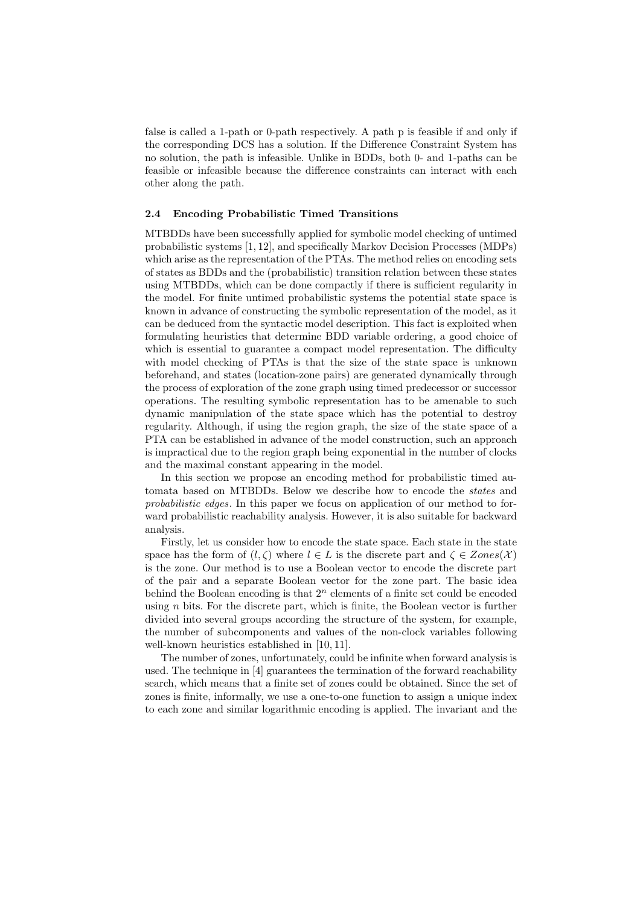false is called a 1-path or 0-path respectively. A path p is feasible if and only if the corresponding DCS has a solution. If the Difference Constraint System has no solution, the path is infeasible. Unlike in BDDs, both 0- and 1-paths can be feasible or infeasible because the difference constraints can interact with each other along the path.

### 2.4 Encoding Probabilistic Timed Transitions

MTBDDs have been successfully applied for symbolic model checking of untimed probabilistic systems [1, 12], and specifically Markov Decision Processes (MDPs) which arise as the representation of the PTAs. The method relies on encoding sets of states as BDDs and the (probabilistic) transition relation between these states using MTBDDs, which can be done compactly if there is sufficient regularity in the model. For finite untimed probabilistic systems the potential state space is known in advance of constructing the symbolic representation of the model, as it can be deduced from the syntactic model description. This fact is exploited when formulating heuristics that determine BDD variable ordering, a good choice of which is essential to guarantee a compact model representation. The difficulty with model checking of PTAs is that the size of the state space is unknown beforehand, and states (location-zone pairs) are generated dynamically through the process of exploration of the zone graph using timed predecessor or successor operations. The resulting symbolic representation has to be amenable to such dynamic manipulation of the state space which has the potential to destroy regularity. Although, if using the region graph, the size of the state space of a PTA can be established in advance of the model construction, such an approach is impractical due to the region graph being exponential in the number of clocks and the maximal constant appearing in the model.

In this section we propose an encoding method for probabilistic timed automata based on MTBDDs. Below we describe how to encode the *states* and *probabilistic edges*. In this paper we focus on application of our method to forward probabilistic reachability analysis. However, it is also suitable for backward analysis.

Firstly, let us consider how to encode the state space. Each state in the state space has the form of $(l, \zeta)$ where $l \in L$ is the discrete part and $\zeta \in Zones(\mathcal{X})$ is the zone. Our method is to use a Boolean vector to encode the discrete part of the pair and a separate Boolean vector for the zone part. The basic idea behind the Boolean encoding is that $2^n$ elements of a finite set could be encoded using $n$ bits. For the discrete part, which is finite, the Boolean vector is further divided into several groups according the structure of the system, for example, the number of subcomponents and values of the non-clock variables following well-known heuristics established in [10, 11].

The number of zones, unfortunately, could be infinite when forward analysis is used. The technique in [4] guarantees the termination of the forward reachability search, which means that a finite set of zones could be obtained. Since the set of zones is finite, informally, we use a one-to-one function to assign a unique index to each zone and similar logarithmic encoding is applied. The invariant and the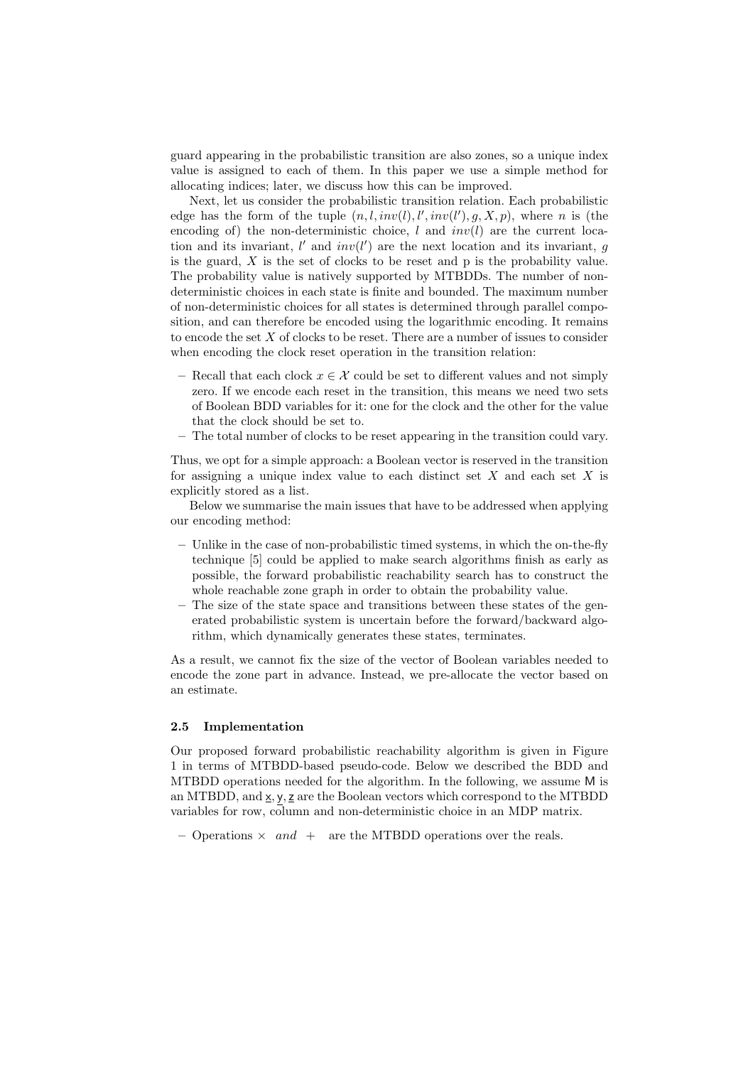guard appearing in the probabilistic transition are also zones, so a unique index value is assigned to each of them. In this paper we use a simple method for allocating indices; later, we discuss how this can be improved.

Next, let us consider the probabilistic transition relation. Each probabilistic edge has the form of the tuple $(n, l, inv(l), l', inv(l'), g, X, p)$, where $n$ is (the encoding of) the non-deterministic choice, $l$ and $inv(l)$ are the current location and its invariant, $l'$ and $inv(l')$ are the next location and its invariant, $g$ is the guard, $X$ is the set of clocks to be reset and p is the probability value. The probability value is natively supported by MTBDDs. The number of non-deterministic choices in each state is finite and bounded. The maximum number of non-deterministic choices for all states is determined through parallel composition, and can therefore be encoded using the logarithmic encoding. It remains to encode the set $X$ of clocks to be reset. There are a number of issues to consider when encoding the clock reset operation in the transition relation:

- Recall that each clock $x \in \mathcal{X}$ could be set to different values and not simply zero. If we encode each reset in the transition, this means we need two sets of Boolean BDD variables for it: one for the clock and the other for the value that the clock should be set to.
- The total number of clocks to be reset appearing in the transition could vary.

Thus, we opt for a simple approach: a Boolean vector is reserved in the transition for assigning a unique index value to each distinct set $X$ and each set $X$ is explicitly stored as a list.

Below we summarise the main issues that have to be addressed when applying our encoding method:

- Unlike in the case of non-probabilistic timed systems, in which the on-the-fly technique [5] could be applied to make search algorithms finish as early as possible, the forward probabilistic reachability search has to construct the whole reachable zone graph in order to obtain the probability value.
- The size of the state space and transitions between these states of the generated probabilistic system is uncertain before the forward/backward algorithm, which dynamically generates these states, terminates.

As a result, we cannot fix the size of the vector of Boolean variables needed to encode the zone part in advance. Instead, we pre-allocate the vector based on an estimate.

### 2.5 Implementation

Our proposed forward probabilistic reachability algorithm is given in Figure 1 in terms of MTBDD-based pseudo-code. Below we described the BDD and MTBDD operations needed for the algorithm. In the following, we assume $\mathsf{M}$ is an MTBDD, and $\underline{\mathsf{x}}, \underline{\mathsf{y}}, \underline{\mathsf{z}}$ are the Boolean vectors which correspond to the MTBDD variables for row, column and non-deterministic choice in an MDP matrix.

- Operations $\times$ *and* $+$ are the MTBDD operations over the reals.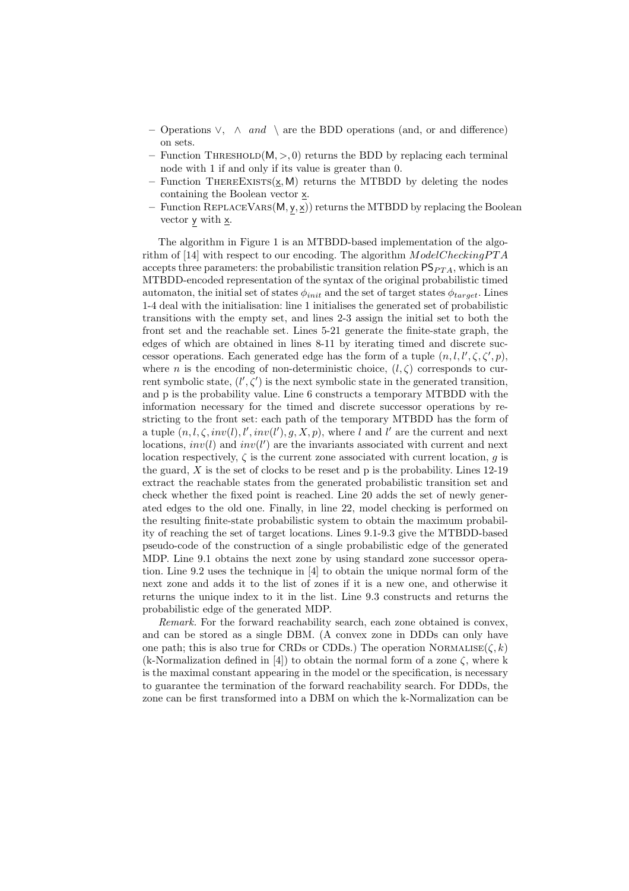- Operations $\vee$, $\wedge$ *and* $\setminus$ are the BDD operations (and, or and difference) on sets.
- Function Threshold($\mathsf{M}, >, 0$) returns the BDD by replacing each terminal node with 1 if and only if its value is greater than 0.
- Function ThereExists($\underline{\mathsf{x}}, \mathsf{M}$) returns the MTBDD by deleting the nodes containing the Boolean vector $\underline{\mathsf{x}}$.
- Function ReplaceVars($\mathsf{M}, \underline{\mathsf{y}}, \underline{\mathsf{x}}$)) returns the MTBDD by replacing the Boolean vector $\underline{\mathsf{y}}$ with $\underline{\mathsf{x}}$.

The algorithm in Figure 1 is an MTBDD-based implementation of the algorithm of [14] with respect to our encoding. The algorithm $ModelCheckingPTA$ accepts three parameters: the probabilistic transition relation $\mathsf{PS}_{PTA}$, which is an MTBDD-encoded representation of the syntax of the original probabilistic timed automaton, the initial set of states $\phi_{init}$ and the set of target states $\phi_{target}$. Lines 1-4 deal with the initialisation: line 1 initialises the generated set of probabilistic transitions with the empty set, and lines 2-3 assign the initial set to both the front set and the reachable set. Lines 5-21 generate the finite-state graph, the edges of which are obtained in lines 8-11 by iterating timed and discrete successor operations. Each generated edge has the form of a tuple $(n, l, l', \zeta, \zeta', p)$, where $n$ is the encoding of non-deterministic choice, $(l, \zeta)$ corresponds to current symbolic state, $(l', \zeta')$ is the next symbolic state in the generated transition, and p is the probability value. Line 6 constructs a temporary MTBDD with the information necessary for the timed and discrete successor operations by restricting to the front set: each path of the temporary MTBDD has the form of a tuple $(n, l, \zeta, inv(l), l', inv(l'), g, X, p)$, where $l$ and $l'$ are the current and next locations, $inv(l)$ and $inv(l')$ are the invariants associated with current and next location respectively, $\zeta$ is the current zone associated with current location, $g$ is the guard, $X$ is the set of clocks to be reset and p is the probability. Lines 12-19 extract the reachable states from the generated probabilistic transition set and check whether the fixed point is reached. Line 20 adds the set of newly generated edges to the old one. Finally, in line 22, model checking is performed on the resulting finite-state probabilistic system to obtain the maximum probability of reaching the set of target locations. Lines 9.1-9.3 give the MTBDD-based pseudo-code of the construction of a single probabilistic edge of the generated MDP. Line 9.1 obtains the next zone by using standard zone successor operation. Line 9.2 uses the technique in [4] to obtain the unique normal form of the next zone and adds it to the list of zones if it is a new one, and otherwise it returns the unique index to it in the list. Line 9.3 constructs and returns the probabilistic edge of the generated MDP.

*Remark.* For the forward reachability search, each zone obtained is convex, and can be stored as a single DBM. (A convex zone in DDDs can only have one path; this is also true for CRDs or CDDs.) The operation Normalise($\zeta, k$) (k-Normalization defined in [4]) to obtain the normal form of a zone $\zeta$, where k is the maximal constant appearing in the model or the specification, is necessary to guarantee the termination of the forward reachability search. For DDDs, the zone can be first transformed into a DBM on which the k-Normalization can be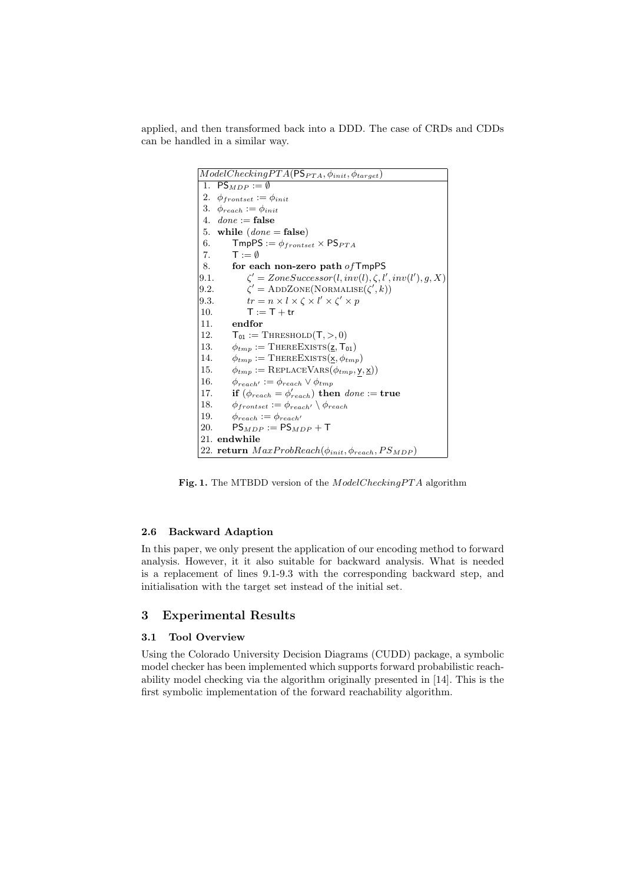applied, and then transformed back into a DDD. The case of CRDs and CDDs can be handled in a similar way.

```
ModelCheckingPTA(PS_PTA, φ_init, φ_target)
1.   PS_MDP := ∅
2.   φ_frontset := φ_init
3.   φ_reach := φ_init
4.   done := false
5.   while (done = false)
6.       TmpPS := φ_frontset × PS_PTA
7.       T := ∅
8.       for each non-zero path of TmpPS
9.1.         ζ' = ZoneSuccessor(l, inv(l), ζ, l', inv(l'), g, X)
9.2.         ζ' = AddZone(Normalise(ζ', k))
9.3.         tr = n × l × ζ × l' × ζ' × p
10.          T := T + tr
11.      endfor
12.      T_01 := Threshold(T, >, 0)
13.      φ_tmp := ThereExists(z, T_01)
14.      φ_tmp := ThereExists(x, φ_tmp)
15.      φ_tmp := ReplaceVars(φ_tmp, y, x)
16.      φ_reach' := φ_reach ∨ φ_tmp
17.      if (φ_reach = φ'_reach) then done := true
18.      φ_frontset := φ_reach' \ φ_reach
19.      φ_reach := φ_reach'
20.      PS_MDP := PS_MDP + T
21.  endwhile
22.  return MaxProbReach(φ_init, φ_reach, PS_MDP)
```

**Fig. 1.** The MTBDD version of the *ModelCheckingPTA* algorithm

### 2.6 Backward Adaption

In this paper, we only present the application of our encoding method to forward analysis. However, it it also suitable for backward analysis. What is needed is a replacement of lines 9.1-9.3 with the corresponding backward step, and initialisation with the target set instead of the initial set.

## 3 Experimental Results

### 3.1 Tool Overview

Using the Colorado University Decision Diagrams (CUDD) package, a symbolic model checker has been implemented which supports forward probabilistic reachability model checking via the algorithm originally presented in [14]. This is the first symbolic implementation of the forward reachability algorithm.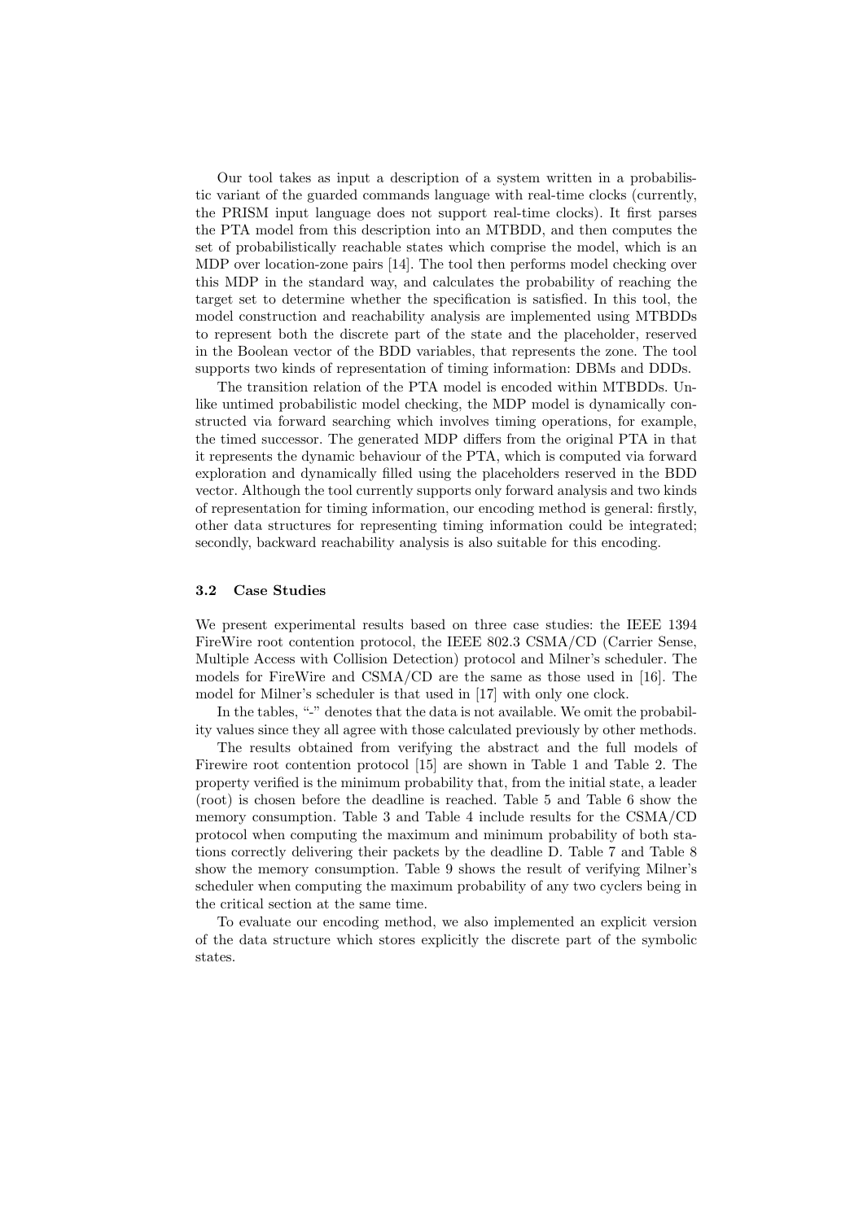Our tool takes as input a description of a system written in a probabilistic variant of the guarded commands language with real-time clocks (currently, the PRISM input language does not support real-time clocks). It first parses the PTA model from this description into an MTBDD, and then computes the set of probabilistically reachable states which comprise the model, which is an MDP over location-zone pairs [14]. The tool then performs model checking over this MDP in the standard way, and calculates the probability of reaching the target set to determine whether the specification is satisfied. In this tool, the model construction and reachability analysis are implemented using MTBDDs to represent both the discrete part of the state and the placeholder, reserved in the Boolean vector of the BDD variables, that represents the zone. The tool supports two kinds of representation of timing information: DBMs and DDDs.

The transition relation of the PTA model is encoded within MTBDDs. Unlike untimed probabilistic model checking, the MDP model is dynamically constructed via forward searching which involves timing operations, for example, the timed successor. The generated MDP differs from the original PTA in that it represents the dynamic behaviour of the PTA, which is computed via forward exploration and dynamically filled using the placeholders reserved in the BDD vector. Although the tool currently supports only forward analysis and two kinds of representation for timing information, our encoding method is general: firstly, other data structures for representing timing information could be integrated; secondly, backward reachability analysis is also suitable for this encoding.

### 3.2 Case Studies

We present experimental results based on three case studies: the IEEE 1394 FireWire root contention protocol, the IEEE 802.3 CSMA/CD (Carrier Sense, Multiple Access with Collision Detection) protocol and Milner's scheduler. The models for FireWire and CSMA/CD are the same as those used in [16]. The model for Milner's scheduler is that used in [17] with only one clock.

In the tables, "-" denotes that the data is not available. We omit the probability values since they all agree with those calculated previously by other methods.

The results obtained from verifying the abstract and the full models of Firewire root contention protocol [15] are shown in Table 1 and Table 2. The property verified is the minimum probability that, from the initial state, a leader (root) is chosen before the deadline is reached. Table 5 and Table 6 show the memory consumption. Table 3 and Table 4 include results for the CSMA/CD protocol when computing the maximum and minimum probability of both stations correctly delivering their packets by the deadline D. Table 7 and Table 8 show the memory consumption. Table 9 shows the result of verifying Milner's scheduler when computing the maximum probability of any two cyclers being in the critical section at the same time.

To evaluate our encoding method, we also implemented an explicit version of the data structure which stores explicitly the discrete part of the symbolic states.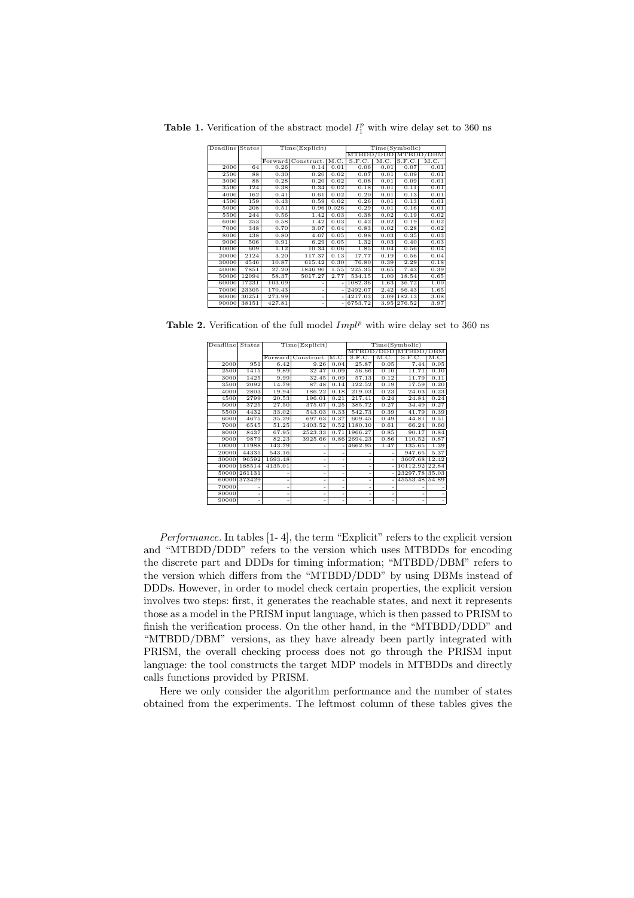**Table 1.** Verification of the abstract model $I_1^p$ with wire delay set to 360 ns

| Deadline | States | Time(Explicit) | | | Time(Symbolic) | | | |
|---|---|---|---|---|---|---|---|---|
| | | | | | MTBDD/DDD | | MTBDD/DBM | |
| | | Forward | Construct. | M.C. | S.F.C. | M.C. | S.F.C. | M.C. |
| 2000 | 64 | 0.26 | 0.14 | 0.01 | 0.06 | 0.01 | 0.07 | 0.01 |
| 2500 | 88 | 0.30 | 0.20 | 0.02 | 0.07 | 0.01 | 0.09 | 0.01 |
| 3000 | 88 | 0.28 | 0.20 | 0.02 | 0.08 | 0.01 | 0.09 | 0.01 |
| 3500 | 124 | 0.38 | 0.34 | 0.02 | 0.18 | 0.01 | 0.11 | 0.01 |
| 4000 | 162 | 0.41 | 0.61 | 0.02 | 0.20 | 0.01 | 0.13 | 0.01 |
| 4500 | 159 | 0.43 | 0.59 | 0.02 | 0.26 | 0.01 | 0.13 | 0.01 |
| 5000 | 208 | 0.51 | 0.96 | 0.026 | 0.29 | 0.01 | 0.16 | 0.01 |
| 5500 | 244 | 0.56 | 1.42 | 0.03 | 0.38 | 0.02 | 0.19 | 0.02 |
| 6000 | 253 | 0.58 | 1.42 | 0.03 | 0.42 | 0.02 | 0.19 | 0.02 |
| 7000 | 348 | 0.70 | 3.07 | 0.04 | 0.83 | 0.02 | 0.28 | 0.02 |
| 8000 | 438 | 0.80 | 4.67 | 0.05 | 0.98 | 0.03 | 0.35 | 0.03 |
| 9000 | 506 | 0.91 | 6.29 | 0.05 | 1.32 | 0.03 | 0.40 | 0.03 |
| 10000 | 609 | 1.12 | 10.34 | 0.06 | 1.85 | 0.04 | 0.56 | 0.04 |
| 20000 | 2124 | 3.20 | 117.37 | 0.13 | 17.77 | 0.19 | 0.56 | 0.04 |
| 30000 | 4546 | 10.87 | 615.42 | 0.30 | 76.80 | 0.39 | 2.29 | 0.18 |
| 40000 | 7851 | 27.20 | 1846.90 | 1.55 | 225.35 | 0.65 | 7.43 | 0.39 |
| 50000 | 12094 | 58.37 | 5017.27 | 2.77 | 534.15 | 1.00 | 18.54 | 0.65 |
| 60000 | 17231 | 103.09 | - | - | 1082.36 | 1.63 | 36.72 | 1.00 |
| 70000 | 23305 | 170.43 | - | - | 2492.07 | 2.42 | 66.43 | 1.65 |
| 80000 | 30251 | 273.99 | - | - | 4217.03 | 3.09 | 182.13 | 3.08 |
| 90000 | 38151 | 427.81 | - | - | 6753.72 | 3.95 | 276.52 | 3.97 |

**Table 2.** Verification of the full model $Impl^p$ with wire delay set to 360 ns

| Deadline | States | Time(Explicit) | | | Time(Symbolic) | | | |
|---|---|---|---|---|---|---|---|---|
| | | | | | MTBDD/DDD | | MTBDD/DBM | |
| | | Forward | Construct. | M.C. | S.F.C. | M.C. | S.F.C. | M.C. |
| 2000 | 951 | 6.42 | 9.26 | 0.04 | 25.87 | 0.05 | 7.44 | 0.05 |
| 2500 | 1415 | 9.89 | 32.47 | 0.09 | 56.66 | 0.10 | 11.71 | 0.10 |
| 3000 | 1425 | 9.99 | 32.45 | 0.09 | 57.13 | 0.12 | 11.79 | 0.11 |
| 3500 | 2092 | 14.79 | 87.48 | 0.14 | 122.52 | 0.19 | 17.59 | 0.20 |
| 4000 | 2803 | 19.94 | 186.22 | 0.18 | 219.03 | 0.23 | 24.03 | 0.23 |
| 4500 | 2799 | 20.53 | 196.01 | 0.21 | 217.41 | 0.24 | 24.84 | 0.24 |
| 5000 | 3725 | 27.50 | 375.07 | 0.25 | 385.72 | 0.27 | 34.49 | 0.27 |
| 5500 | 4432 | 33.02 | 543.03 | 0.33 | 542.73 | 0.39 | 41.79 | 0.39 |
| 6000 | 4675 | 35.29 | 697.63 | 0.37 | 609.45 | 0.49 | 44.81 | 0.51 |
| 7000 | 6545 | 51.25 | 1403.52 | 0.52 | 1180.10 | 0.61 | 66.24 | 0.60 |
| 8000 | 8437 | 67.95 | 2523.33 | 0.71 | 1966.27 | 0.85 | 90.17 | 0.84 |
| 9000 | 9879 | 82.23 | 3925.66 | 0.86 | 2694.23 | 0.86 | 110.52 | 0.87 |
| 10000 | 11988 | 143.79 | - | - | 4662.95 | 1.47 | 135.65 | 1.39 |
| 20000 | 44335 | 543.16 | - | - | - | - | 947.65 | 5.37 |
| 30000 | 96592 | 1693.48 | - | - | - | - | 3607.68 | 12.42 |
| 40000 | 168514 | 4135.01 | - | - | - | - | 10112.92 | 22.84 |
| 50000 | 261131 | - | - | - | - | - | 23297.78 | 35.03 |
| 60000 | 373429 | - | - | - | - | - | 45553.48 | 54.89 |
| 70000 | - | - | - | - | - | - | - | - |
| 80000 | - | - | - | - | - | - | - | - |
| 90000 | - | - | - | - | - | - | - | - |

*Performance.* In tables [1- 4], the term "Explicit" refers to the explicit version and "MTBDD/DDD" refers to the version which uses MTBDDs for encoding the discrete part and DDDs for timing information; "MTBDD/DBM" refers to the version which differs from the "MTBDD/DDD" by using DBMs instead of DDDs. However, in order to model check certain properties, the explicit version involves two steps: first, it generates the reachable states, and next it represents those as a model in the PRISM input language, which is then passed to PRISM to finish the verification process. On the other hand, in the "MTBDD/DDD" and "MTBDD/DBM" versions, as they have already been partly integrated with PRISM, the overall checking process does not go through the PRISM input language: the tool constructs the target MDP models in MTBDDs and directly calls functions provided by PRISM.

Here we only consider the algorithm performance and the number of states obtained from the experiments. The leftmost column of these tables gives the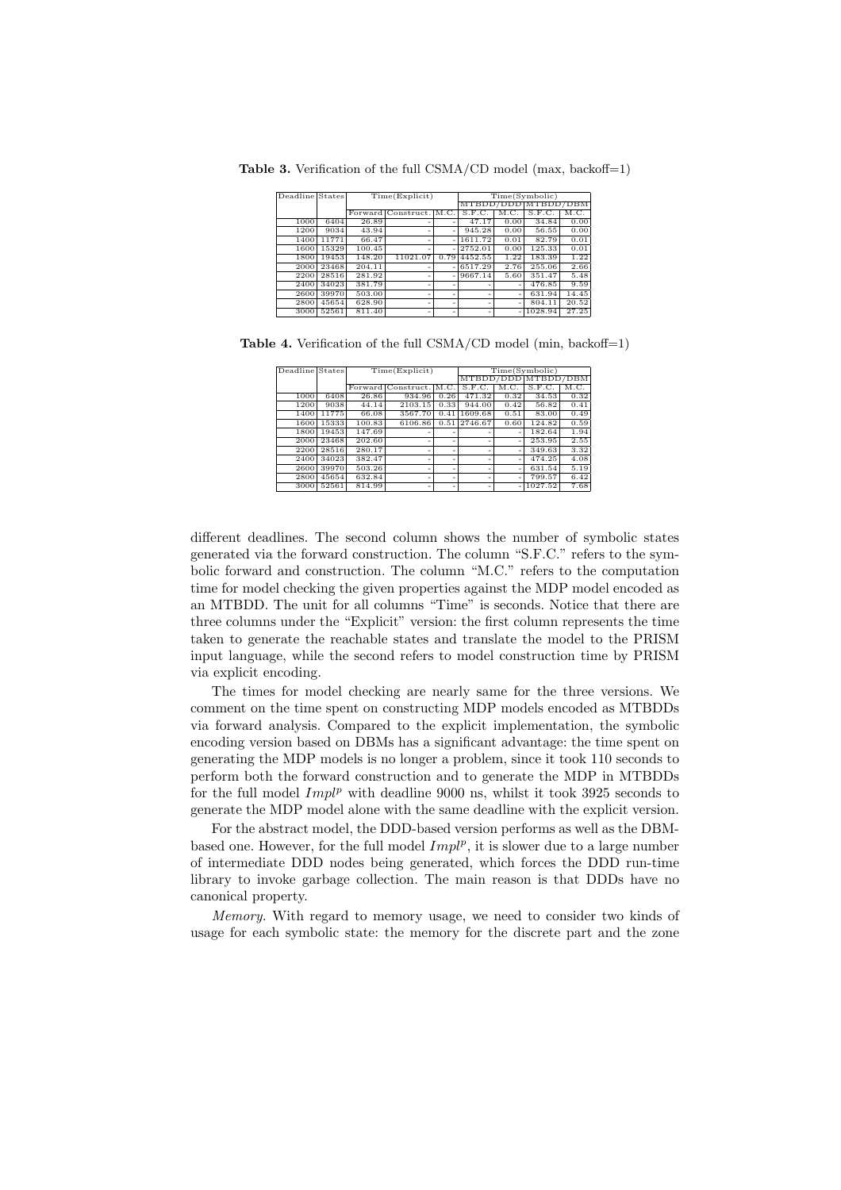**Table 3.** Verification of the full CSMA/CD model (max, backoff=1)

| Deadline | States | Time(Explicit) | | | Time(Symbolic) | | | |
|---|---|---|---|---|---|---|---|---|
| | | | | | MTBDD/DDD | | MTBDD/DBM | |
| | | Forward | Construct. | M.C. | S.F.C. | M.C. | S.F.C. | M.C. |
| 1000 | 6404 | 26.89 | - | - | 47.17 | 0.00 | 34.84 | 0.00 |
| 1200 | 9034 | 43.94 | - | - | 945.28 | 0.00 | 56.55 | 0.00 |
| 1400 | 11771 | 66.47 | - | - | 1611.72 | 0.01 | 82.79 | 0.01 |
| 1600 | 15329 | 100.45 | - | - | 2752.01 | 0.00 | 125.33 | 0.01 |
| 1800 | 19453 | 148.20 | 11021.07 | 0.79 | 4452.55 | 1.22 | 183.39 | 1.22 |
| 2000 | 23468 | 204.11 | - | - | 6517.29 | 2.76 | 255.06 | 2.66 |
| 2200 | 28516 | 281.92 | - | - | 9667.14 | 5.60 | 351.47 | 5.48 |
| 2400 | 34023 | 381.79 | - | - | - | - | 476.85 | 9.59 |
| 2600 | 39970 | 503.00 | - | - | - | - | 631.94 | 14.45 |
| 2800 | 45654 | 628.90 | - | - | - | - | 804.11 | 20.52 |
| 3000 | 52561 | 811.40 | - | - | - | - | 1028.94 | 27.25 |

**Table 4.** Verification of the full CSMA/CD model (min, backoff=1)

| Deadline | States | Time(Explicit) | | | Time(Symbolic) | | | |
|---|---|---|---|---|---|---|---|---|
| | | | | | MTBDD/DDD | | MTBDD/DBM | |
| | | Forward | Construct. | M.C. | S.F.C. | M.C. | S.F.C. | M.C. |
| 1000 | 6408 | 26.86 | 934.96 | 0.26 | 471.32 | 0.32 | 34.53 | 0.32 |
| 1200 | 9038 | 44.14 | 2103.15 | 0.33 | 944.00 | 0.42 | 56.82 | 0.41 |
| 1400 | 11775 | 66.08 | 3567.70 | 0.41 | 1609.68 | 0.51 | 83.00 | 0.49 |
| 1600 | 15333 | 100.83 | 6106.86 | 0.51 | 2746.67 | 0.60 | 124.82 | 0.59 |
| 1800 | 19453 | 147.69 | - | - | - | - | 182.64 | 1.94 |
| 2000 | 23468 | 202.60 | - | - | - | - | 253.95 | 2.55 |
| 2200 | 28516 | 280.17 | - | - | - | - | 349.63 | 3.32 |
| 2400 | 34023 | 382.47 | - | - | - | - | 474.25 | 4.08 |
| 2600 | 39970 | 503.26 | - | - | - | - | 631.54 | 5.19 |
| 2800 | 45654 | 632.84 | - | - | - | - | 799.57 | 6.42 |
| 3000 | 52561 | 814.99 | - | - | - | - | 1027.52 | 7.68 |

different deadlines. The second column shows the number of symbolic states generated via the forward construction. The column "S.F.C." refers to the symbolic forward and construction. The column "M.C." refers to the computation time for model checking the given properties against the MDP model encoded as an MTBDD. The unit for all columns "Time" is seconds. Notice that there are three columns under the "Explicit" version: the first column represents the time taken to generate the reachable states and translate the model to the PRISM input language, while the second refers to model construction time by PRISM via explicit encoding.

The times for model checking are nearly same for the three versions. We comment on the time spent on constructing MDP models encoded as MTBDDs via forward analysis. Compared to the explicit implementation, the symbolic encoding version based on DBMs has a significant advantage: the time spent on generating the MDP models is no longer a problem, since it took 110 seconds to perform both the forward construction and to generate the MDP in MTBDDs for the full model $Impl^p$ with deadline 9000 ns, whilst it took 3925 seconds to generate the MDP model alone with the same deadline with the explicit version.

For the abstract model, the DDD-based version performs as well as the DBM-based one. However, for the full model $Impl^p$, it is slower due to a large number of intermediate DDD nodes being generated, which forces the DDD run-time library to invoke garbage collection. The main reason is that DDDs have no canonical property.

*Memory.* With regard to memory usage, we need to consider two kinds of usage for each symbolic state: the memory for the discrete part and the zone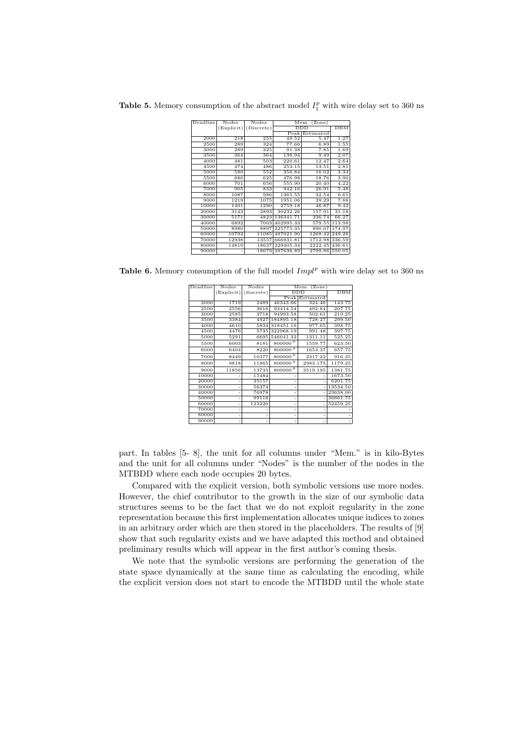**Table 5.** Memory consumption of the abstract model $I_1^p$ with wire delay set to 360 ns

| Deadline | Nodes (Explicit) | Nodes (Discrete) | Mem. (Zone) | | |
|---|---|---|---|---|---|
| | | | DDD | | DBM |
| | | | Peak | Estimated | |
| 2000 | 218 | 255 | 49.52 | 5.47 | 1.27 |
| 2500 | 289 | 324 | 77.66 | 6.89 | 1.55 |
| 3000 | 289 | 325 | 91.38 | 7.85 | 1.69 |
| 3500 | 364 | 364 | 136.94 | 9.49 | 2.07 |
| 4000 | 481 | 503 | 220.61 | 12.47 | 2.64 |
| 4500 | 474 | 486 | 253.15 | 13.51 | 2.81 |
| 5000 | 580 | 552 | 356.84 | 16.02 | 3.34 |
| 5500 | 680 | 625 | 476.98 | 18.76 | 3.90 |
| 6000 | 701 | 656 | 555.90 | 20.40 | 4.22 |
| 7000 | 905 | 833 | 942.16 | 26.91 | 5.48 |
| 8000 | 1087 | 986 | 1365.55 | 32.54 | 6.61 |
| 9000 | 1219 | 1075 | 1951.06 | 39.29 | 7.88 |
| 10000 | 1401 | 1290 | 2759.18 | 46.87 | 9.42 |
| 20000 | 3143 | 2893 | 30232.26 | 157.91 | 31.18 |
| 30000 | 5171 | 4823 | 136341.71 | 336.74 | 66.27 |
| 40000 | 6892 | 7003 | 402995.33 | 579.55 | 113.98 |
| 50000 | 8980 | 8897 | 225775.35 | 890.07 | 174.97 |
| 60000 | 10792 | 11085 | 497021.90 | 1268.42 | 249.26 |
| 70000 | 12938 | 13557 | 666931.81 | 1712.98 | 336.59 |
| 80000 | 14810 | 18637 | 229405.34 | 2222.45 | 436.61 |
| 90000 | - | 18679 | 397636.89 | 2799.86 | 550.05 |

**Table 6.** Memory consumption of the full model $Impl^p$ with wire delay set to 360 ns

| Deadline | Nodes (Explicit) | Nodes (discrete) | Mem. (Zone) | | |
|---|---|---|---|---|---|
| | | | DDD | | DBM |
| | | | Peak | Estimated | |
| 2000 | 1719 | 2489 | 46343.66 | 324.46 | 143.75 |
| 2500 | 2556 | 3616 | 93414.54 | 492.84 | 207.75 |
| 3000 | 2585 | 3718 | 94993.58 | 502.61 | 210.25 |
| 3500 | 3384 | 4927 | 184895.18 | 728.27 | 299.50 |
| 4000 | 4610 | 5834 | 318451.16 | 977.65 | 398.75 |
| 4500 | 4476 | 5735 | 322968.19 | 991.48 | 397.75 |
| 5000 | 5291 | 6695 | 546041.32 | 1311.11 | 525.25 |
| 5500 | 6003 | 8181 | $800000^+$ | 1559.77 | 623.50 |
| 6000 | 6404 | 8220 | $800000^+$ | 1653.37 | 657.75 |
| 7000 | 8449 | 10377 | $800000^+$ | 2317.22 | 916.25 |
| 8000 | 9818 | 11865 | $800000^+$ | 2983.175 | 1179.25 |
| 9000 | 11856 | 13735 | $800000^+$ | 3519.195 | 1381.75 |
| 10000 | - | 15484 | - | - | 1673.50 |
| 20000 | - | 35157 | - | - | 6201.75 |
| 30000 | - | 56374 | - | - | 13534.50 |
| 40000 | - | 76978 | - | - | 23638.00 |
| 50000 | - | 99116 | - | - | 36661.75 |
| 60000 | - | 123220 | - | - | 52459.25 |
| 70000 | - | - | - | - | - |
| 80000 | - | - | - | - | - |
| 90000 | - | - | - | - | - |

part. In tables [5- 8], the unit for all columns under "Mem." is in kilo-Bytes and the unit for all columns under "Nodes" is the number of the nodes in the MTBDD where each node occupies 20 bytes.

Compared with the explicit version, both symbolic versions use more nodes. However, the chief contributor to the growth in the size of our symbolic data structures seems to be the fact that we do not exploit regularity in the zone representation because this first implementation allocates unique indices to zones in an arbitrary order which are then stored in the placeholders. The results of [9] show that such regularity exists and we have adapted this method and obtained preliminary results which will appear in the first author's coming thesis.

We note that the symbolic versions are performing the generation of the state space dynamically at the same time as calculating the encoding, while the explicit version does not start to encode the MTBDD until the whole state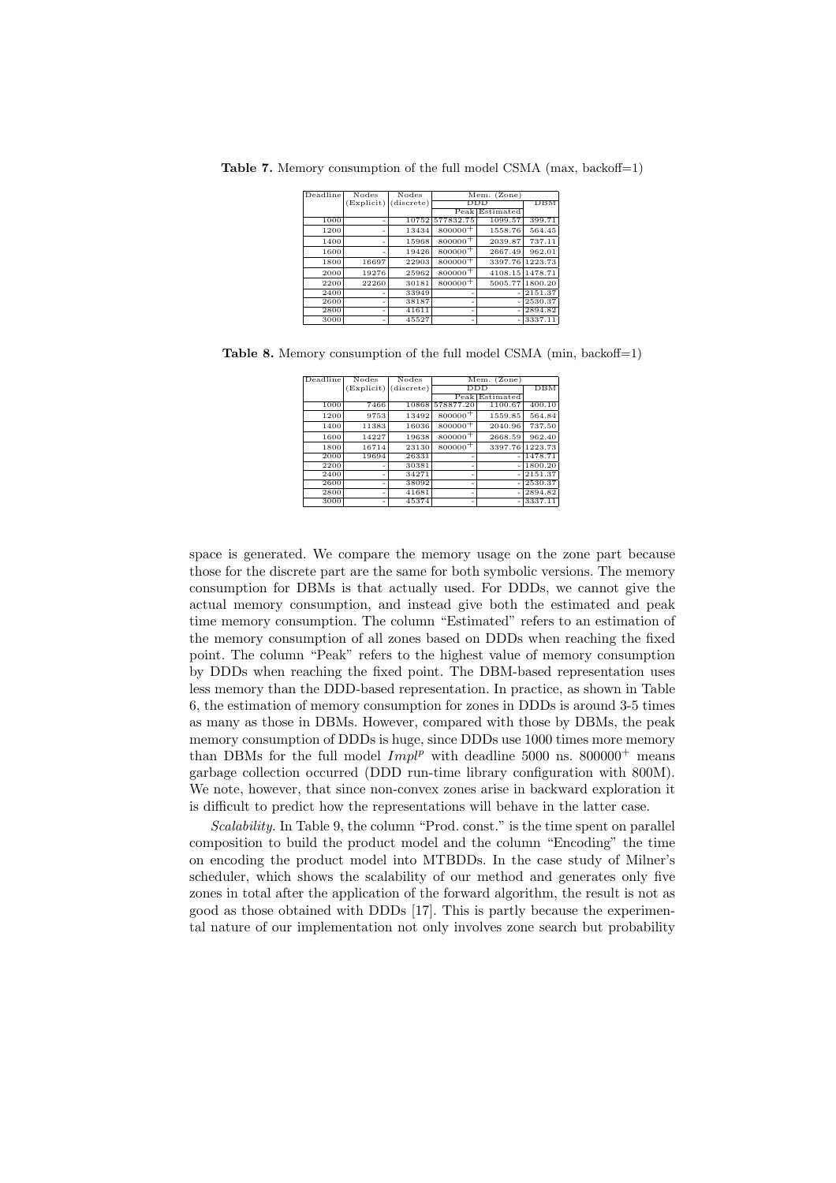**Table 7.** Memory consumption of the full model CSMA (max, backoff=1)

| Deadline | Nodes (Explicit) | Nodes (discrete) | Mem. (Zone) | | |
|---|---|---|---|---|---|
| | | | DDD | | DBM |
| | | | Peak | Estimated | |
| 1000 | - | 10752 | 577832.75 | 1099.57 | 399.71 |
| 1200 | - | 13434 | $800000^+$ | 1558.76 | 564.45 |
| 1400 | - | 15968 | $800000^+$ | 2039.87 | 737.11 |
| 1600 | - | 19426 | $800000^+$ | 2667.49 | 962.01 |
| 1800 | 16697 | 22903 | $800000^+$ | 3397.76 | 1223.73 |
| 2000 | 19276 | 25962 | $800000^+$ | 4108.15 | 1478.71 |
| 2200 | 22260 | 30181 | $800000^+$ | 5005.77 | 1800.20 |
| 2400 | - | 33949 | - | - | 2151.37 |
| 2600 | - | 38187 | - | - | 2530.37 |
| 2800 | - | 41611 | - | - | 2894.82 |
| 3000 | - | 45527 | - | - | 3337.11 |

**Table 8.** Memory consumption of the full model CSMA (min, backoff=1)

| Deadline | Nodes (Explicit) | Nodes (discrete) | Mem. (Zone) | | |
|---|---|---|---|---|---|
| | | | DDD | | DBM |
| | | | Peak | Estimated | |
| 1000 | 7466 | 10868 | 578877.20 | 1100.67 | 400.10 |
| 1200 | 9753 | 13492 | $800000^+$ | 1559.85 | 564.84 |
| 1400 | 11383 | 16036 | $800000^+$ | 2040.96 | 737.50 |
| 1600 | 14227 | 19638 | $800000^+$ | 2668.59 | 962.40 |
| 1800 | 16714 | 23130 | $800000^+$ | 3397.76 | 1223.73 |
| 2000 | 19694 | 26331 | - | - | 1478.71 |
| 2200 | - | 30381 | - | - | 1800.20 |
| 2400 | - | 34271 | - | - | 2151.37 |
| 2600 | - | 38092 | - | - | 2530.37 |
| 2800 | - | 41681 | - | - | 2894.82 |
| 3000 | - | 45374 | - | - | 3337.11 |

space is generated. We compare the memory usage on the zone part because those for the discrete part are the same for both symbolic versions. The memory consumption for DBMs is that actually used. For DDDs, we cannot give the actual memory consumption, and instead give both the estimated and peak time memory consumption. The column "Estimated" refers to an estimation of the memory consumption of all zones based on DDDs when reaching the fixed point. The column "Peak" refers to the highest value of memory consumption by DDDs when reaching the fixed point. The DBM-based representation uses less memory than the DDD-based representation. In practice, as shown in Table 6, the estimation of memory consumption for zones in DDDs is around 3-5 times as many as those in DBMs. However, compared with those by DBMs, the peak memory consumption of DDDs is huge, since DDDs use 1000 times more memory than DBMs for the full model $Impl^p$ with deadline 5000 ns. $800000^+$ means garbage collection occurred (DDD run-time library configuration with 800M). We note, however, that since non-convex zones arise in backward exploration it is difficult to predict how the representations will behave in the latter case.

*Scalability.* In Table 9, the column "Prod. const." is the time spent on parallel composition to build the product model and the column "Encoding" the time on encoding the product model into MTBDDs. In the case study of Milner's scheduler, which shows the scalability of our method and generates only five zones in total after the application of the forward algorithm, the result is not as good as those obtained with DDDs [17]. This is partly because the experimental nature of our implementation not only involves zone search but probability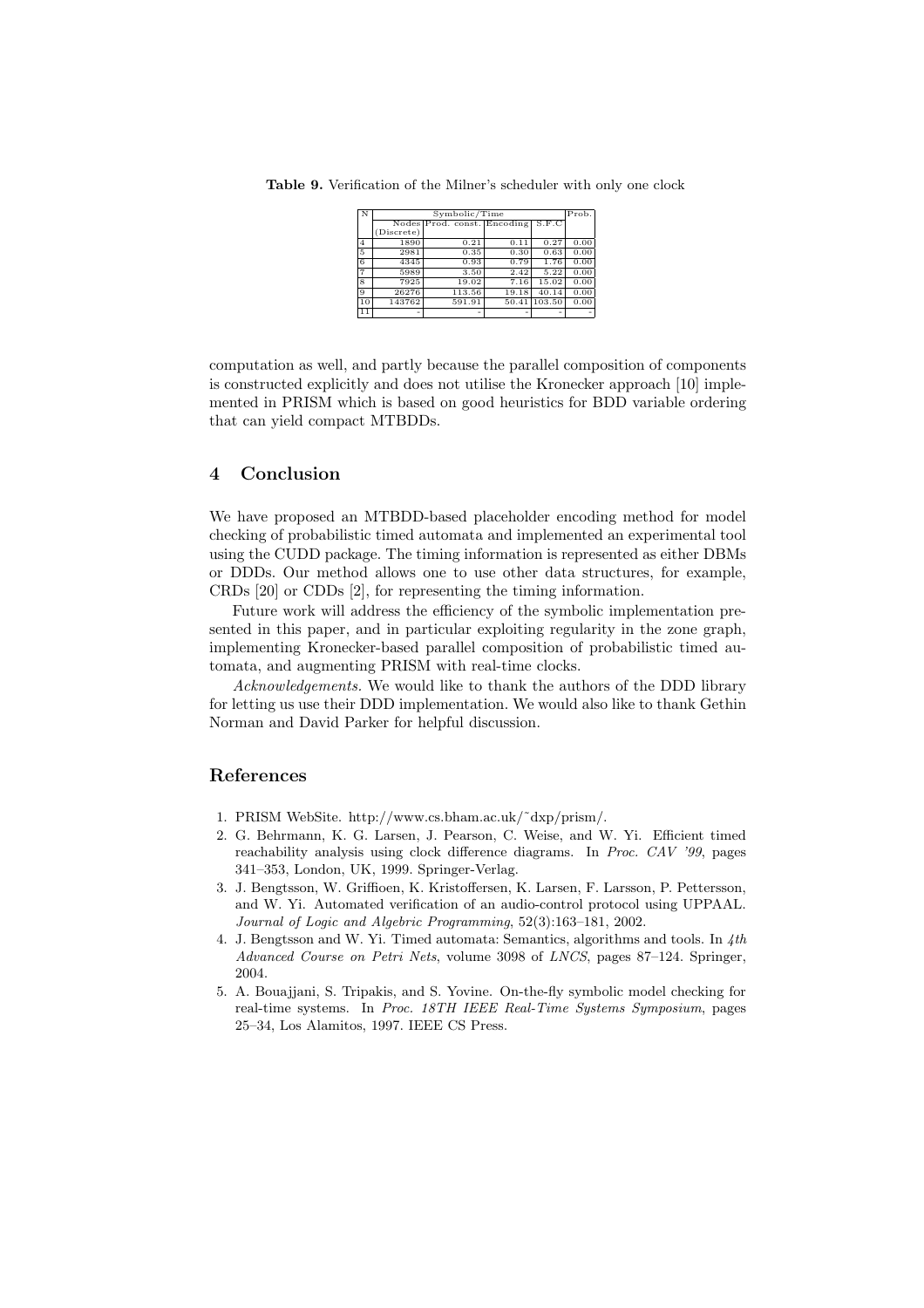**Table 9.** Verification of the Milner's scheduler with only one clock

| N | Symbolic/Time | | | | Prob. |
|---|---|---|---|---|---|
| | Nodes (Discrete) | Prod. const. | Encoding | S.F.C | |
| 4 | 1890 | 0.21 | 0.11 | 0.27 | 0.00 |
| 5 | 2981 | 0.35 | 0.30 | 0.63 | 0.00 |
| 6 | 4345 | 0.93 | 0.79 | 1.76 | 0.00 |
| 7 | 5989 | 3.50 | 2.42 | 5.22 | 0.00 |
| 8 | 7925 | 19.02 | 7.16 | 15.02 | 0.00 |
| 9 | 26276 | 113.56 | 19.18 | 40.14 | 0.00 |
| 10 | 143762 | 591.91 | 50.41 | 103.50 | 0.00 |
| 11 | - | - | - | - | - |

computation as well, and partly because the parallel composition of components is constructed explicitly and does not utilise the Kronecker approach [10] implemented in PRISM which is based on good heuristics for BDD variable ordering that can yield compact MTBDDs.

## 4 Conclusion

We have proposed an MTBDD-based placeholder encoding method for model checking of probabilistic timed automata and implemented an experimental tool using the CUDD package. The timing information is represented as either DBMs or DDDs. Our method allows one to use other data structures, for example, CRDs [20] or CDDs [2], for representing the timing information.

Future work will address the efficiency of the symbolic implementation presented in this paper, and in particular exploiting regularity in the zone graph, implementing Kronecker-based parallel composition of probabilistic timed automata, and augmenting PRISM with real-time clocks.

*Acknowledgements.* We would like to thank the authors of the DDD library for letting us use their DDD implementation. We would also like to thank Gethin Norman and David Parker for helpful discussion.

## References

1. PRISM WebSite. http://www.cs.bham.ac.uk/˜dxp/prism/.
2. G. Behrmann, K. G. Larsen, J. Pearson, C. Weise, and W. Yi. Efficient timed reachability analysis using clock difference diagrams. In *Proc. CAV '99*, pages 341–353, London, UK, 1999. Springer-Verlag.
3. J. Bengtsson, W. Griffioen, K. Kristoffersen, K. Larsen, F. Larsson, P. Pettersson, and W. Yi. Automated verification of an audio-control protocol using UPPAAL. *Journal of Logic and Algebric Programming*, 52(3):163–181, 2002.
4. J. Bengtsson and W. Yi. Timed automata: Semantics, algorithms and tools. In *4th Advanced Course on Petri Nets*, volume 3098 of *LNCS*, pages 87–124. Springer, 2004.
5. A. Bouajjani, S. Tripakis, and S. Yovine. On-the-fly symbolic model checking for real-time systems. In *Proc. 18TH IEEE Real-Time Systems Symposium*, pages 25–34, Los Alamitos, 1997. IEEE CS Press.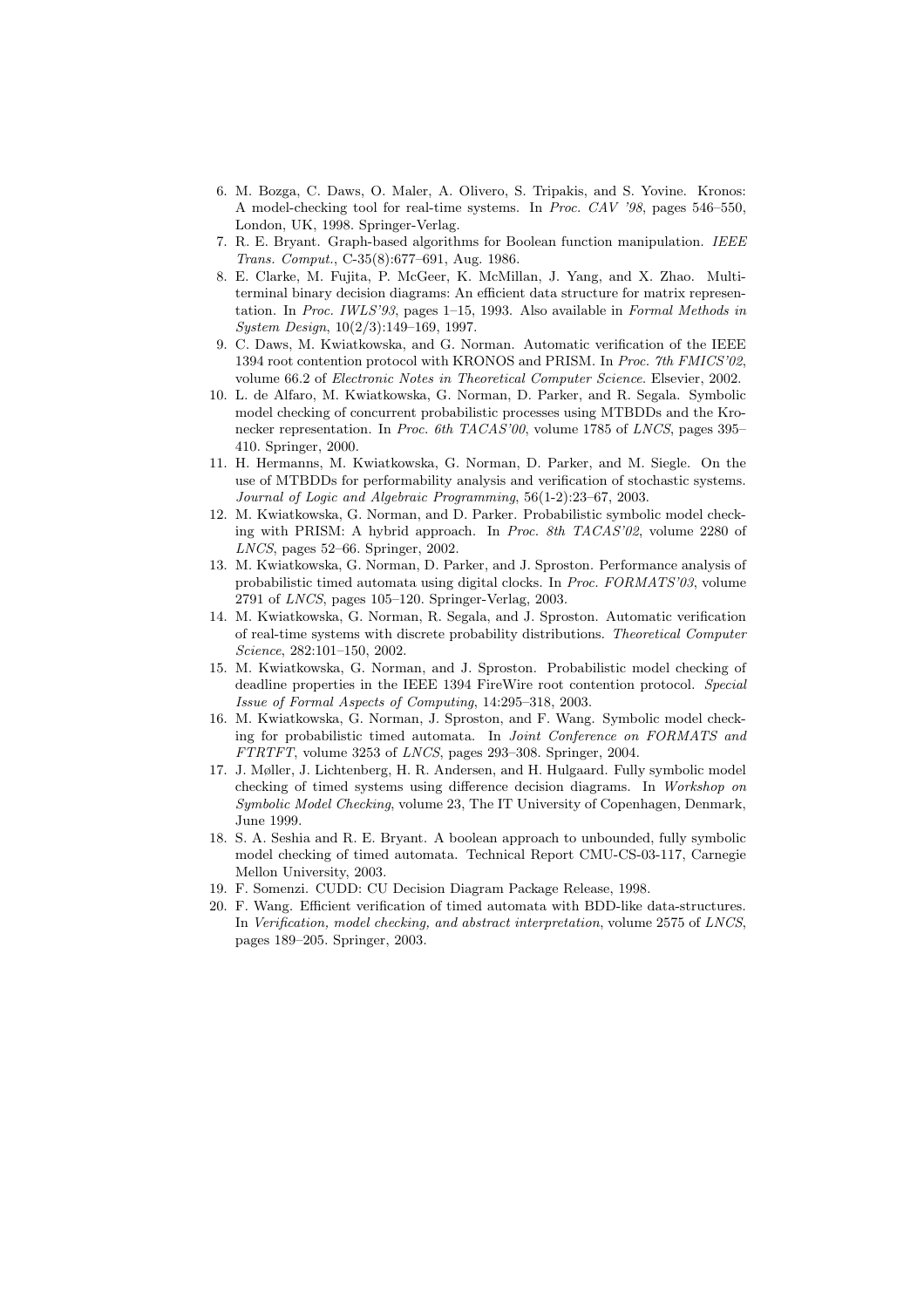6. M. Bozga, C. Daws, O. Maler, A. Olivero, S. Tripakis, and S. Yovine. Kronos: A model-checking tool for real-time systems. In *Proc. CAV '98*, pages 546–550, London, UK, 1998. Springer-Verlag.
7. R. E. Bryant. Graph-based algorithms for Boolean function manipulation. *IEEE Trans. Comput.*, C-35(8):677–691, Aug. 1986.
8. E. Clarke, M. Fujita, P. McGeer, K. McMillan, J. Yang, and X. Zhao. Multi-terminal binary decision diagrams: An efficient data structure for matrix representation. In *Proc. IWLS'93*, pages 1–15, 1993. Also available in *Formal Methods in System Design*, 10(2/3):149–169, 1997.
9. C. Daws, M. Kwiatkowska, and G. Norman. Automatic verification of the IEEE 1394 root contention protocol with KRONOS and PRISM. In *Proc. 7th FMICS'02*, volume 66.2 of *Electronic Notes in Theoretical Computer Science*. Elsevier, 2002.
10. L. de Alfaro, M. Kwiatkowska, G. Norman, D. Parker, and R. Segala. Symbolic model checking of concurrent probabilistic processes using MTBDDs and the Kronecker representation. In *Proc. 6th TACAS'00*, volume 1785 of *LNCS*, pages 395–410. Springer, 2000.
11. H. Hermanns, M. Kwiatkowska, G. Norman, D. Parker, and M. Siegle. On the use of MTBDDs for performability analysis and verification of stochastic systems. *Journal of Logic and Algebraic Programming*, 56(1-2):23–67, 2003.
12. M. Kwiatkowska, G. Norman, and D. Parker. Probabilistic symbolic model checking with PRISM: A hybrid approach. In *Proc. 8th TACAS'02*, volume 2280 of *LNCS*, pages 52–66. Springer, 2002.
13. M. Kwiatkowska, G. Norman, D. Parker, and J. Sproston. Performance analysis of probabilistic timed automata using digital clocks. In *Proc. FORMATS'03*, volume 2791 of *LNCS*, pages 105–120. Springer-Verlag, 2003.
14. M. Kwiatkowska, G. Norman, R. Segala, and J. Sproston. Automatic verification of real-time systems with discrete probability distributions. *Theoretical Computer Science*, 282:101–150, 2002.
15. M. Kwiatkowska, G. Norman, and J. Sproston. Probabilistic model checking of deadline properties in the IEEE 1394 FireWire root contention protocol. *Special Issue of Formal Aspects of Computing*, 14:295–318, 2003.
16. M. Kwiatkowska, G. Norman, J. Sproston, and F. Wang. Symbolic model checking for probabilistic timed automata. In *Joint Conference on FORMATS and FTRTFT*, volume 3253 of *LNCS*, pages 293–308. Springer, 2004.
17. J. Møller, J. Lichtenberg, H. R. Andersen, and H. Hulgaard. Fully symbolic model checking of timed systems using difference decision diagrams. In *Workshop on Symbolic Model Checking*, volume 23, The IT University of Copenhagen, Denmark, June 1999.
18. S. A. Seshia and R. E. Bryant. A boolean approach to unbounded, fully symbolic model checking of timed automata. Technical Report CMU-CS-03-117, Carnegie Mellon University, 2003.
19. F. Somenzi. CUDD: CU Decision Diagram Package Release, 1998.
20. F. Wang. Efficient verification of timed automata with BDD-like data-structures. In *Verification, model checking, and abstract interpretation*, volume 2575 of *LNCS*, pages 189–205. Springer, 2003.